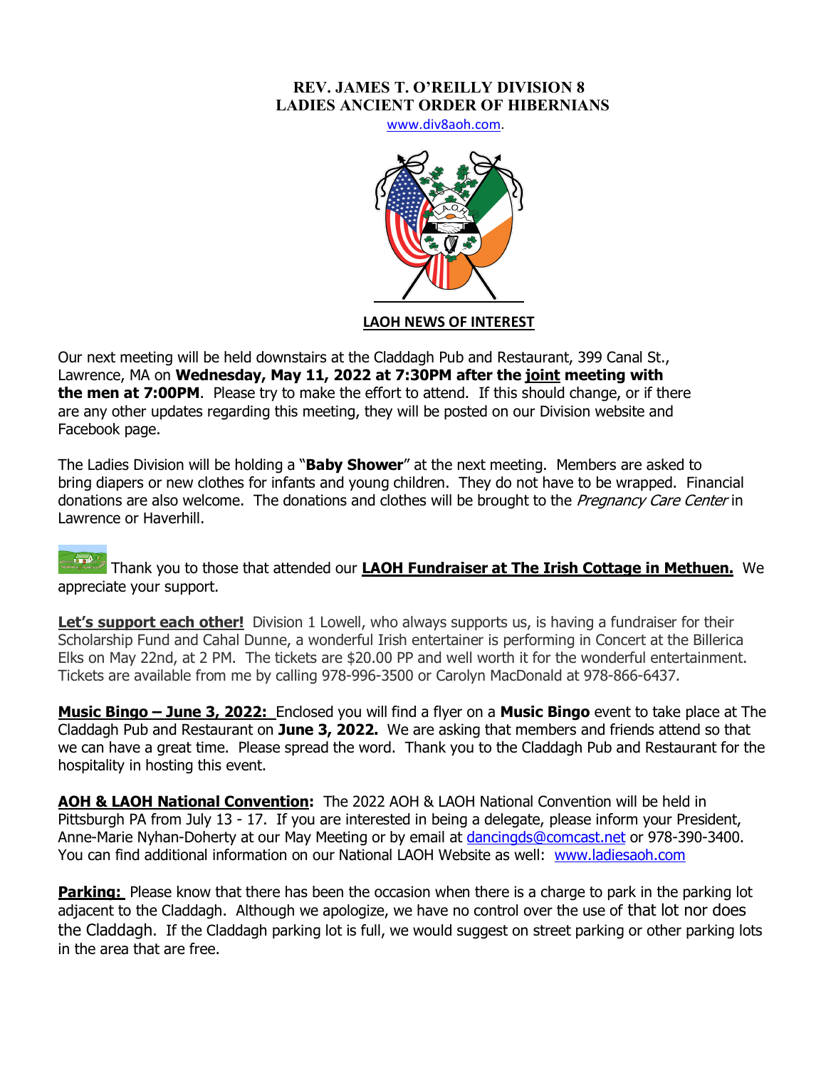**REV. JAMES T. O'REILLY DIVISION 8**
**LADIES ANCIENT ORDER OF HIBERNIANS**

www.div8aoh.com.

**LAOH NEWS OF INTEREST**

Our next meeting will be held downstairs at the Claddagh Pub and Restaurant, 399 Canal St., Lawrence, MA on **Wednesday, May 11, 2022 at 7:30PM after the joint meeting with the men at 7:00PM**. Please try to make the effort to attend. If this should change, or if there are any other updates regarding this meeting, they will be posted on our Division website and Facebook page.

The Ladies Division will be holding a "**Baby Shower**" at the next meeting. Members are asked to bring diapers or new clothes for infants and young children. They do not have to be wrapped. Financial donations are also welcome. The donations and clothes will be brought to the *Pregnancy Care Center* in Lawrence or Haverhill.

Thank you to those that attended our **LAOH Fundraiser at The Irish Cottage in Methuen.** We appreciate your support.

**Let's support each other!** Division 1 Lowell, who always supports us, is having a fundraiser for their Scholarship Fund and Cahal Dunne, a wonderful Irish entertainer is performing in Concert at the Billerica Elks on May 22nd, at 2 PM. The tickets are $20.00 PP and well worth it for the wonderful entertainment. Tickets are available from me by calling 978-996-3500 or Carolyn MacDonald at 978-866-6437.

**Music Bingo – June 3, 2022:** Enclosed you will find a flyer on a **Music Bingo** event to take place at The Claddagh Pub and Restaurant on **June 3, 2022.** We are asking that members and friends attend so that we can have a great time. Please spread the word. Thank you to the Claddagh Pub and Restaurant for the hospitality in hosting this event.

**AOH & LAOH National Convention:** The 2022 AOH & LAOH National Convention will be held in Pittsburgh PA from July 13 - 17. If you are interested in being a delegate, please inform your President, Anne-Marie Nyhan-Doherty at our May Meeting or by email at dancingds@comcast.net or 978-390-3400. You can find additional information on our National LAOH Website as well: www.ladiesaoh.com

**Parking:** Please know that there has been the occasion when there is a charge to park in the parking lot adjacent to the Claddagh. Although we apologize, we have no control over the use of that lot nor does the Claddagh. If the Claddagh parking lot is full, we would suggest on street parking or other parking lots in the area that are free.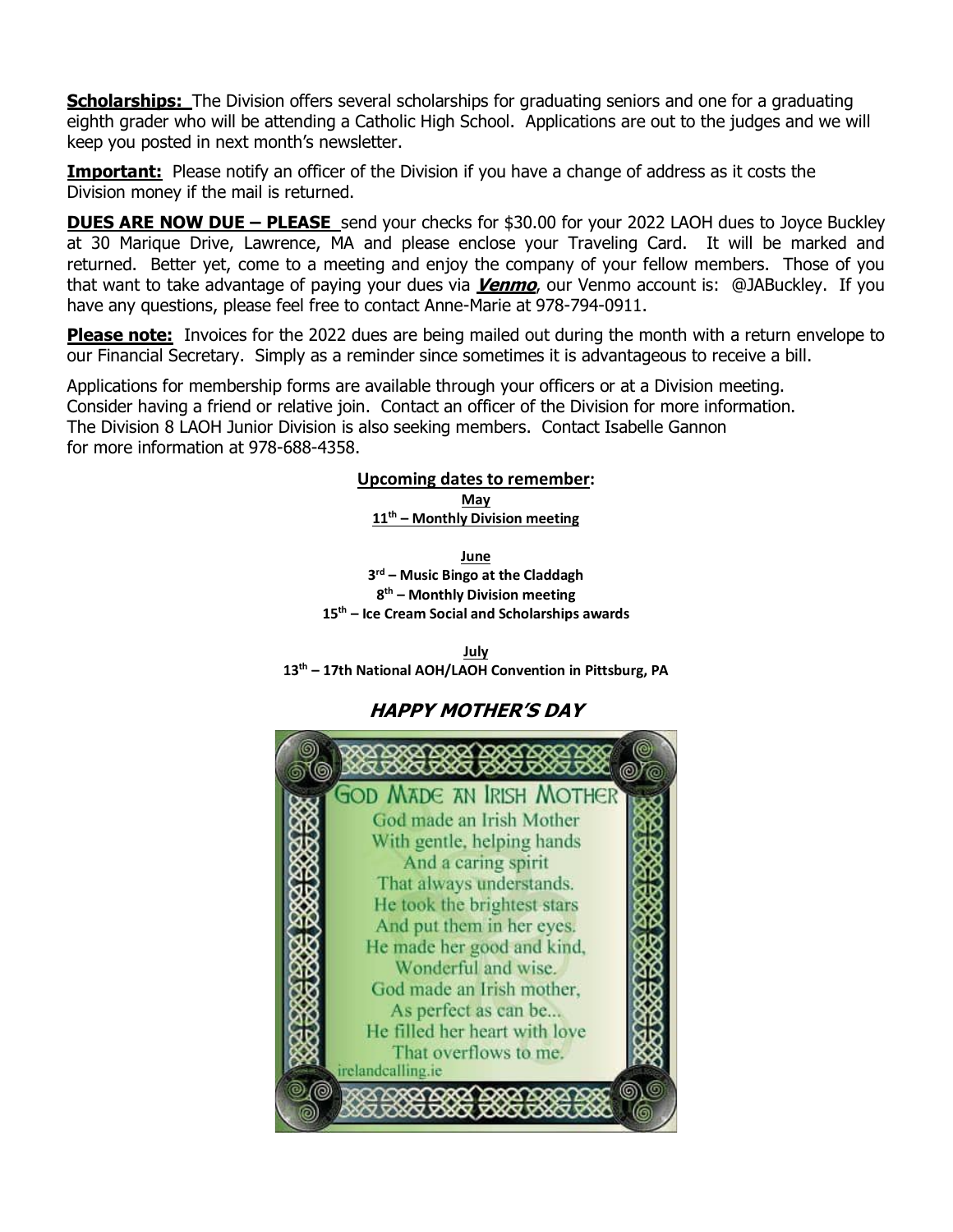**Scholarships:** The Division offers several scholarships for graduating seniors and one for a graduating eighth grader who will be attending a Catholic High School. Applications are out to the judges and we will keep you posted in next month's newsletter.

**Important:** Please notify an officer of the Division if you have a change of address as it costs the Division money if the mail is returned.

**DUES ARE NOW DUE – PLEASE** send your checks for $30.00 for your 2022 LAOH dues to Joyce Buckley at 30 Marique Drive, Lawrence, MA and please enclose your Traveling Card. It will be marked and returned. Better yet, come to a meeting and enjoy the company of your fellow members. Those of you that want to take advantage of paying your dues via ***Venmo***, our Venmo account is: @JABuckley. If you have any questions, please feel free to contact Anne-Marie at 978-794-0911.

**Please note:** Invoices for the 2022 dues are being mailed out during the month with a return envelope to our Financial Secretary. Simply as a reminder since sometimes it is advantageous to receive a bill.

Applications for membership forms are available through your officers or at a Division meeting. Consider having a friend or relative join. Contact an officer of the Division for more information. The Division 8 LAOH Junior Division is also seeking members. Contact Isabelle Gannon for more information at 978-688-4358.

**Upcoming dates to remember:**

**May**
**11th – Monthly Division meeting**

**June**
**3rd – Music Bingo at the Claddagh**
**8th – Monthly Division meeting**
**15th – Ice Cream Social and Scholarships awards**

**July**
**13th – 17th National AOH/LAOH Convention in Pittsburg, PA**

***HAPPY MOTHER'S DAY***

GOD MADE AN IRISH MOTHER

God made an Irish Mother
With gentle, helping hands
And a caring spirit
That always understands.
He took the brightest stars
And put them in her eyes.
He made her good and kind,
Wonderful and wise.
God made an Irish mother,
As perfect as can be...
He filled her heart with love
That overflows to me.

irelandcalling.ie